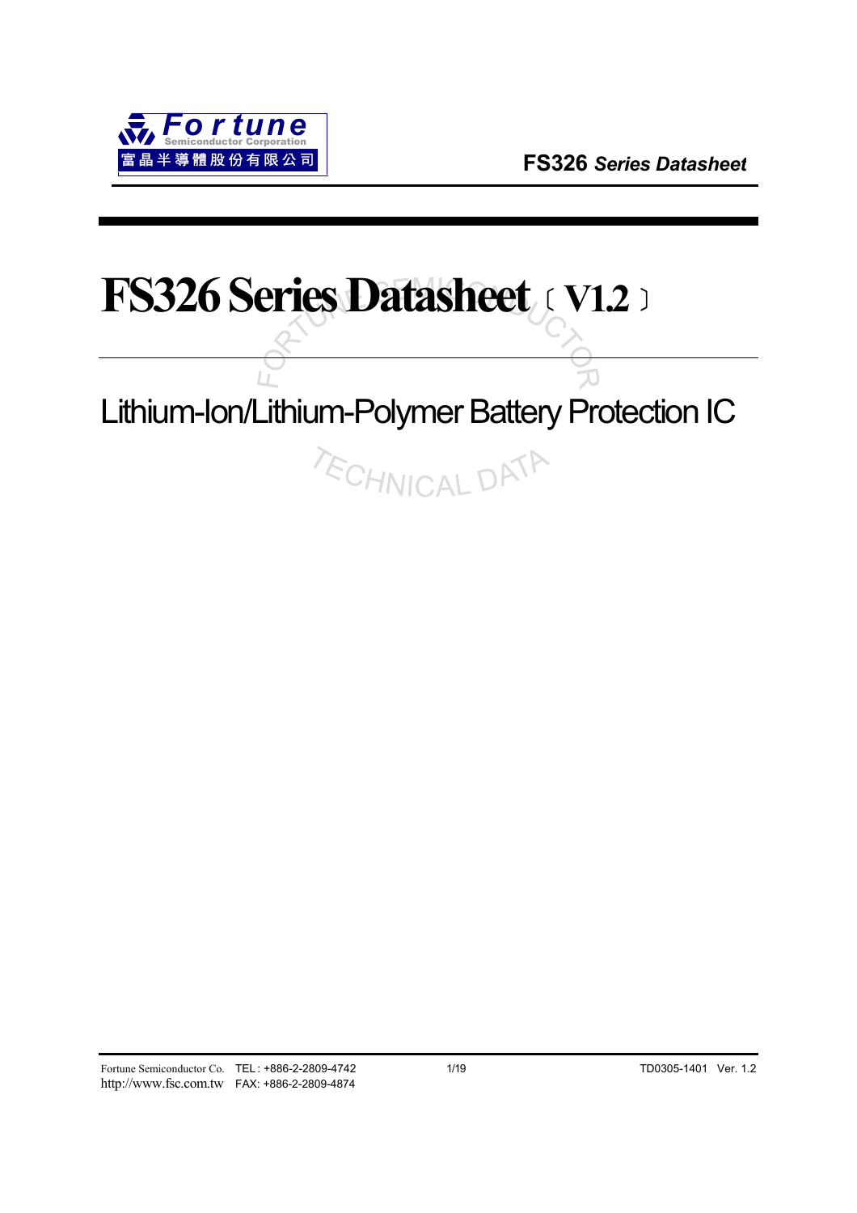# FS326 Series Datasheet（V1.2）

Lithium-Ion/Lithium-Polymer Battery Protection IC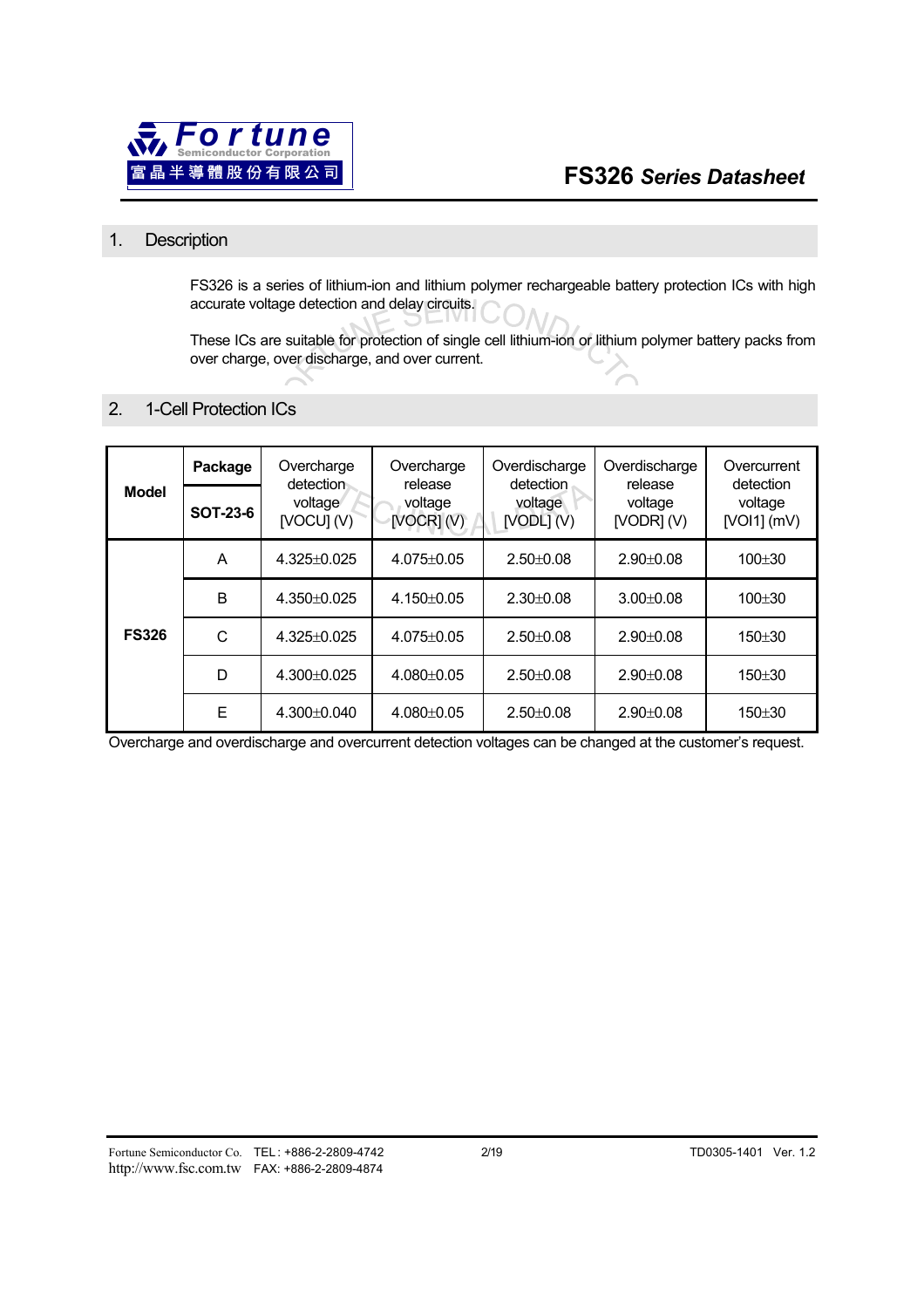## 1. Description

FS326 is a series of lithium-ion and lithium polymer rechargeable battery protection ICs with high accurate voltage detection and delay circuits.

These ICs are suitable for protection of single cell lithium-ion or lithium polymer battery packs from over charge, over discharge, and over current.

## 2. 1-Cell Protection ICs

| Model | Package / SOT-23-6 | Overcharge detection voltage [VOCU] (V) | Overcharge release voltage [VOCR] (V) | Overdischarge detection voltage [VODL] (V) | Overdischarge release voltage [VODR] (V) | Overcurrent detection voltage [VOI1] (mV) |
|---|---|---|---|---|---|---|
| **FS326** | A | 4.325±0.025 | 4.075±0.05 | 2.50±0.08 | 2.90±0.08 | 100±30 |
| | B | 4.350±0.025 | 4.150±0.05 | 2.30±0.08 | 3.00±0.08 | 100±30 |
| | C | 4.325±0.025 | 4.075±0.05 | 2.50±0.08 | 2.90±0.08 | 150±30 |
| | D | 4.300±0.025 | 4.080±0.05 | 2.50±0.08 | 2.90±0.08 | 150±30 |
| | E | 4.300±0.040 | 4.080±0.05 | 2.50±0.08 | 2.90±0.08 | 150±30 |

Overcharge and overdischarge and overcurrent detection voltages can be changed at the customer's request.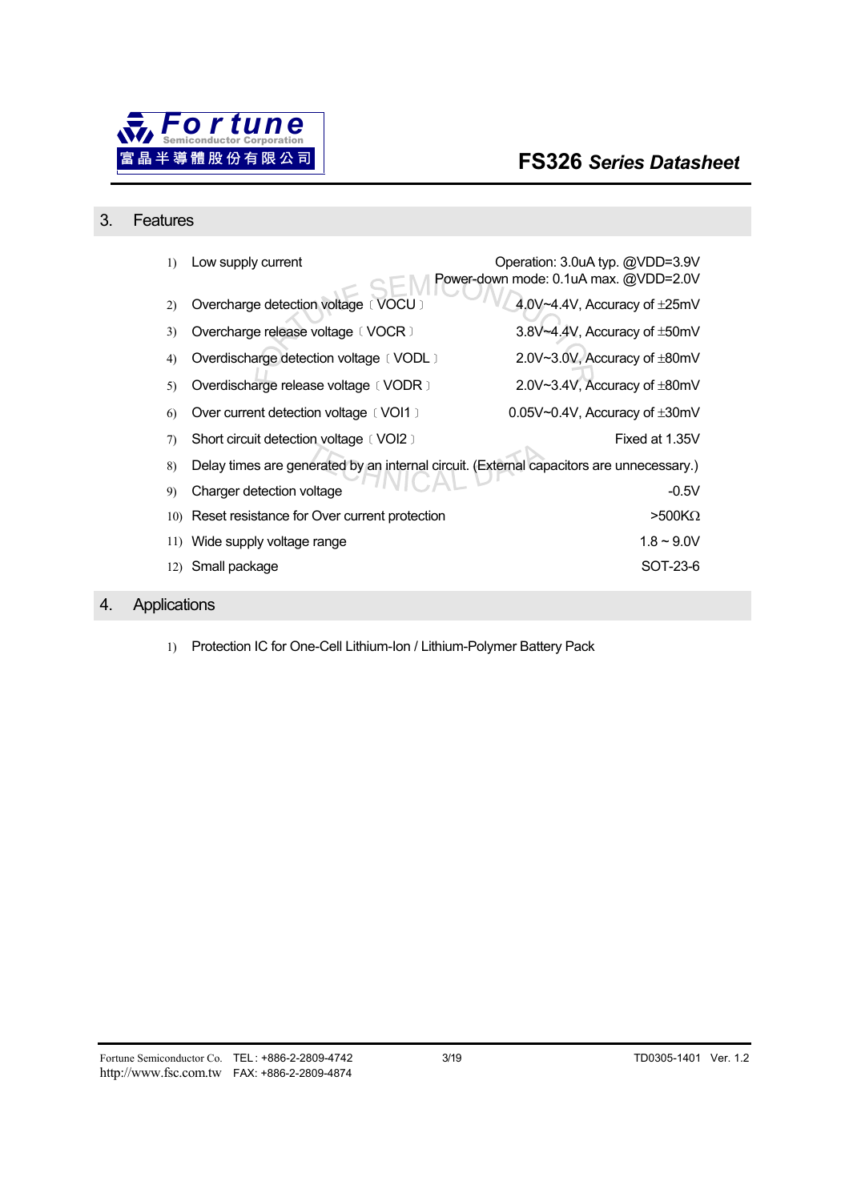## 3. Features

1) Low supply current — Operation: 3.0uA typ. @VDD=3.9V; Power-down mode: 0.1uA max. @VDD=2.0V
2) Overcharge detection voltage〔VOCU〕 — 4.0V~4.4V, Accuracy of ±25mV
3) Overcharge release voltage〔VOCR〕 — 3.8V~4.4V, Accuracy of ±50mV
4) Overdischarge detection voltage〔VODL〕 — 2.0V~3.0V, Accuracy of ±80mV
5) Overdischarge release voltage〔VODR〕 — 2.0V~3.4V, Accuracy of ±80mV
6) Over current detection voltage〔VOI1〕 — 0.05V~0.4V, Accuracy of ±30mV
7) Short circuit detection voltage〔VOI2〕 — Fixed at 1.35V
8) Delay times are generated by an internal circuit. (External capacitors are unnecessary.)
9) Charger detection voltage — -0.5V
10) Reset resistance for Over current protection — >500KΩ
11) Wide supply voltage range — 1.8 ~ 9.0V
12) Small package — SOT-23-6

## 4. Applications

1) Protection IC for One-Cell Lithium-Ion / Lithium-Polymer Battery Pack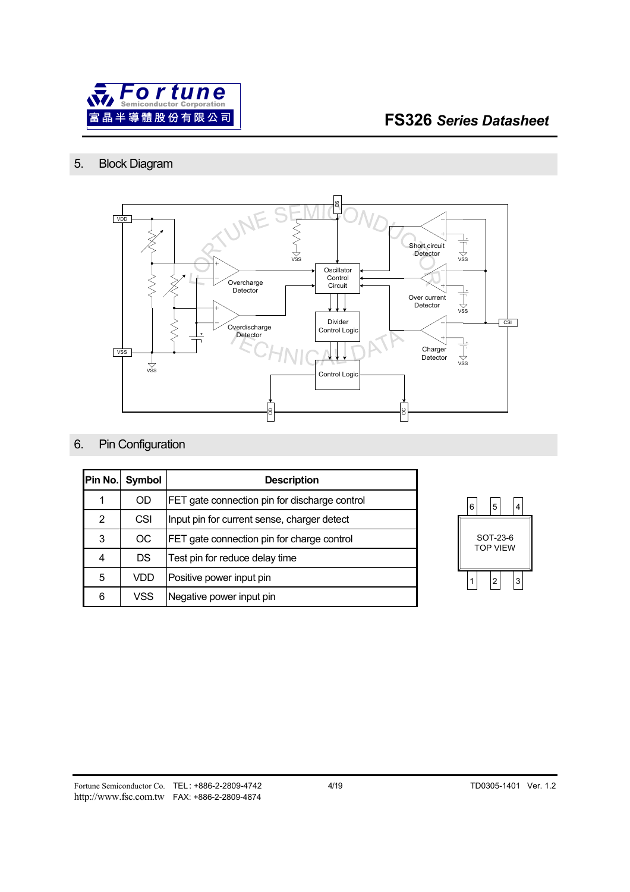## 5. Block Diagram

## 6. Pin Configuration

| Pin No. | Symbol | Description |
|---|---|---|
| 1 | OD | FET gate connection pin for discharge control |
| 2 | CSI | Input pin for current sense, charger detect |
| 3 | OC | FET gate connection pin for charge control |
| 4 | DS | Test pin for reduce delay time |
| 5 | VDD | Positive power input pin |
| 6 | VSS | Negative power input pin |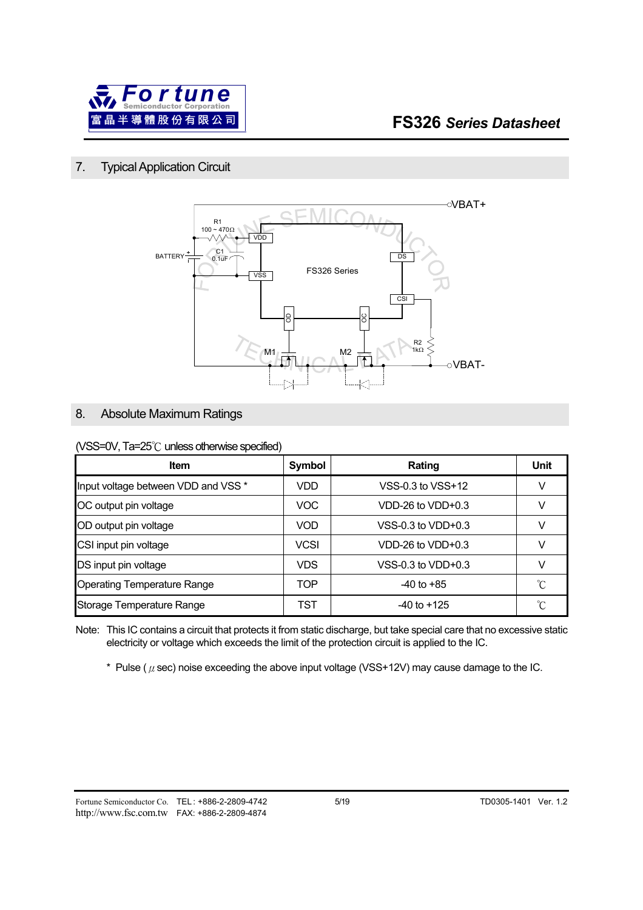## 7. Typical Application Circuit

## 8. Absolute Maximum Ratings

(VSS=0V, Ta=25℃ unless otherwise specified)

| Item | Symbol | Rating | Unit |
|---|---|---|---|
| Input voltage between VDD and VSS * | VDD | VSS-0.3 to VSS+12 | V |
| OC output pin voltage | VOC | VDD-26 to VDD+0.3 | V |
| OD output pin voltage | VOD | VSS-0.3 to VDD+0.3 | V |
| CSI input pin voltage | VCSI | VDD-26 to VDD+0.3 | V |
| DS input pin voltage | VDS | VSS-0.3 to VDD+0.3 | V |
| Operating Temperature Range | TOP | -40 to +85 | ℃ |
| Storage Temperature Range | TST | -40 to +125 | ℃ |

Note: This IC contains a circuit that protects it from static discharge, but take special care that no excessive static electricity or voltage which exceeds the limit of the protection circuit is applied to the IC.

\* Pulse ($\mu$ sec) noise exceeding the above input voltage (VSS+12V) may cause damage to the IC.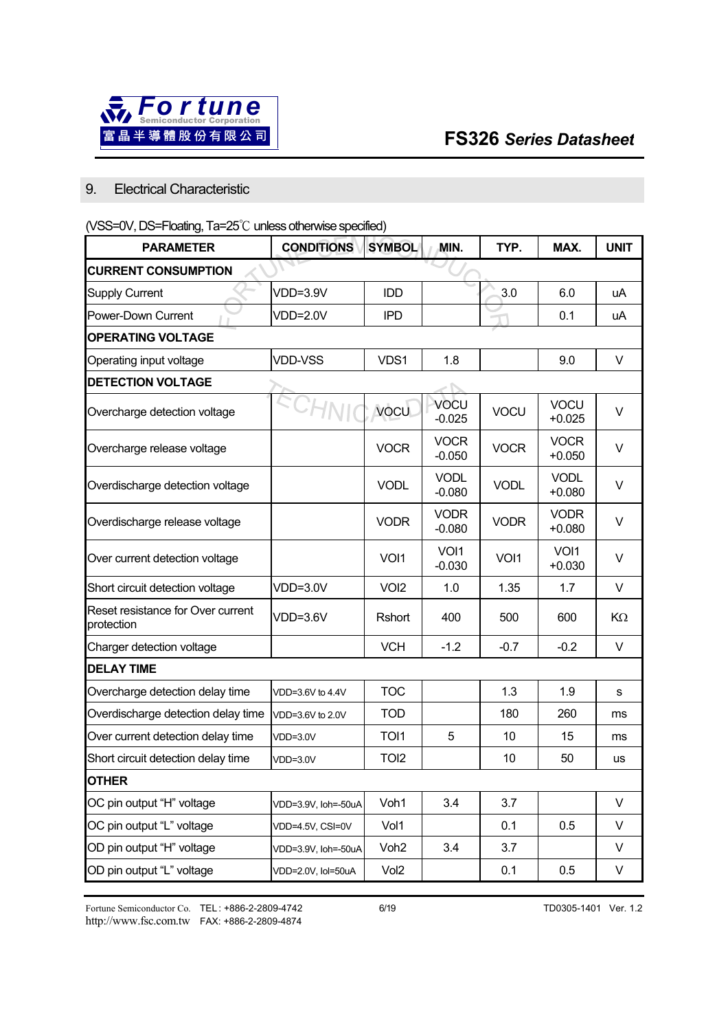## 9. Electrical Characteristic

(VSS=0V, DS=Floating, Ta=25℃ unless otherwise specified)

| PARAMETER | CONDITIONS | SYMBOL | MIN. | TYP. | MAX. | UNIT |
|---|---|---|---|---|---|---|
| **CURRENT CONSUMPTION** | | | | | | |
| Supply Current | VDD=3.9V | IDD | | 3.0 | 6.0 | uA |
| Power-Down Current | VDD=2.0V | IPD | | | 0.1 | uA |
| **OPERATING VOLTAGE** | | | | | | |
| Operating input voltage | VDD-VSS | VDS1 | 1.8 | | 9.0 | V |
| **DETECTION VOLTAGE** | | | | | | |
| Overcharge detection voltage | | VOCU | VOCU -0.025 | VOCU | VOCU +0.025 | V |
| Overcharge release voltage | | VOCR | VOCR -0.050 | VOCR | VOCR +0.050 | V |
| Overdischarge detection voltage | | VODL | VODL -0.080 | VODL | VODL +0.080 | V |
| Overdischarge release voltage | | VODR | VODR -0.080 | VODR | VODR +0.080 | V |
| Over current detection voltage | | VOI1 | VOI1 -0.030 | VOI1 | VOI1 +0.030 | V |
| Short circuit detection voltage | VDD=3.0V | VOI2 | 1.0 | 1.35 | 1.7 | V |
| Reset resistance for Over current protection | VDD=3.6V | Rshort | 400 | 500 | 600 | KΩ |
| Charger detection voltage | | VCH | -1.2 | -0.7 | -0.2 | V |
| **DELAY TIME** | | | | | | |
| Overcharge detection delay time | VDD=3.6V to 4.4V | TOC | | 1.3 | 1.9 | s |
| Overdischarge detection delay time | VDD=3.6V to 2.0V | TOD | | 180 | 260 | ms |
| Over current detection delay time | VDD=3.0V | TOI1 | 5 | 10 | 15 | ms |
| Short circuit detection delay time | VDD=3.0V | TOI2 | | 10 | 50 | us |
| **OTHER** | | | | | | |
| OC pin output "H" voltage | VDD=3.9V, Ioh=-50uA | Voh1 | 3.4 | 3.7 | | V |
| OC pin output "L" voltage | VDD=4.5V, CSI=0V | Vol1 | | 0.1 | 0.5 | V |
| OD pin output "H" voltage | VDD=3.9V, Ioh=-50uA | Voh2 | 3.4 | 3.7 | | V |
| OD pin output "L" voltage | VDD=2.0V, Iol=50uA | Vol2 | | 0.1 | 0.5 | V |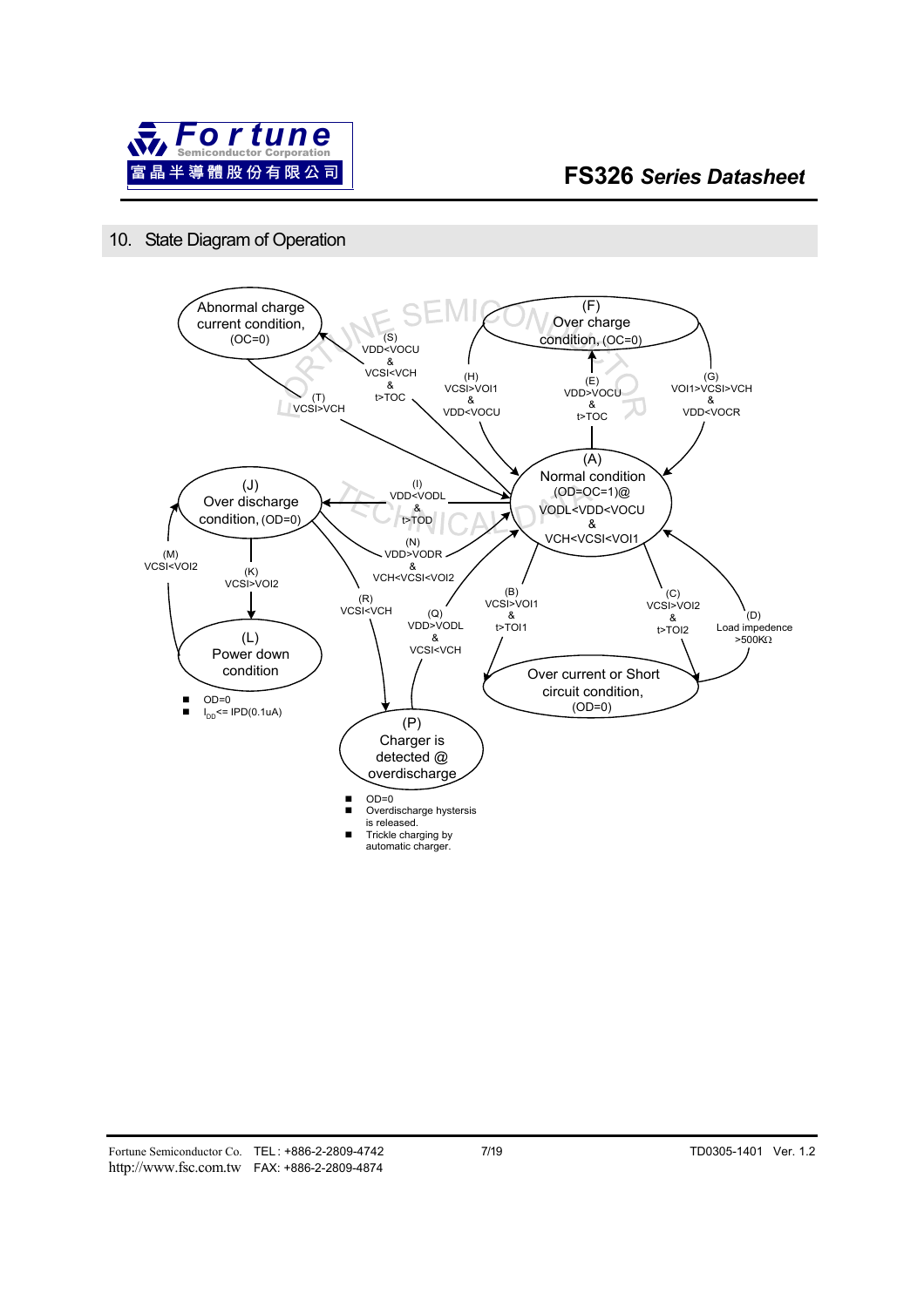## 10. State Diagram of Operation

Abnormal charge current condition, (OC=0)

(F) Over charge condition, (OC=0)

(S) VDD<VOCU & VCSI<VCH & t>TOC

(T) VCSI>VCH

(H) VCSI>VOI1 & VDD<VOCU

(E) VDD>VOCU & t>TOC

(G) VOI1>VCSI>VCH & VDD<VOCR

(A) Normal condition (OD=OC=1)@ VODL<VDD<VOCU & VCH<VCSI<VOI1

(J) Over discharge condition, (OD=0)

(I) VDD<VODL & t>TOD

(N) VDD>VODR & VCH<VCSI<VOI2

(M) VCSI<VOI2

(K) VCSI>VOI2

(R) VCSI<VCH

(Q) VDD>VODL & VCSI<VCH

(B) VCSI>VOI1 & t>TOI1

(C) VCSI>VOI2 & t>TOI2

(D) Load impedence >500KΩ

(L) Power down condition

- OD=0
- $I_{DD}$<= IPD(0.1uA)

Over current or Short circuit condition, (OD=0)

(P) Charger is detected @ overdischarge

- OD=0
- Overdischarge hystersis is released.
- Trickle charging by automatic charger.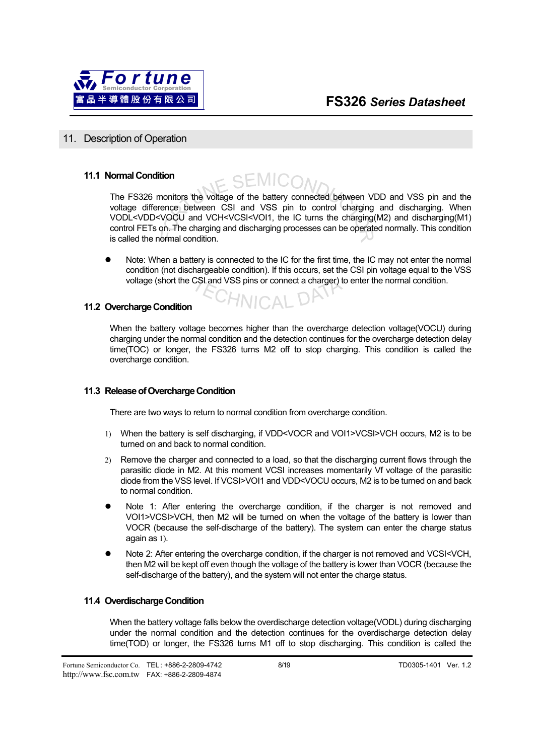## 11. Description of Operation

### 11.1 Normal Condition

The FS326 monitors the voltage of the battery connected between VDD and VSS pin and the voltage difference between CSI and VSS pin to control charging and discharging. When VODL<VDD<VOCU and VCH<VCSI<VOI1, the IC turns the charging(M2) and discharging(M1) control FETs on. The charging and discharging processes can be operated normally. This condition is called the normal condition.

- Note: When a battery is connected to the IC for the first time, the IC may not enter the normal condition (not dischargeable condition). If this occurs, set the CSI pin voltage equal to the VSS voltage (short the CSI and VSS pins or connect a charger) to enter the normal condition.

### 11.2 Overcharge Condition

When the battery voltage becomes higher than the overcharge detection voltage(VOCU) during charging under the normal condition and the detection continues for the overcharge detection delay time(TOC) or longer, the FS326 turns M2 off to stop charging. This condition is called the overcharge condition.

### 11.3 Release of Overcharge Condition

There are two ways to return to normal condition from overcharge condition.

1) When the battery is self discharging, if VDD<VOCR and VOI1>VCSI>VCH occurs, M2 is to be turned on and back to normal condition.

2) Remove the charger and connected to a load, so that the discharging current flows through the parasitic diode in M2. At this moment VCSI increases momentarily Vf voltage of the parasitic diode from the VSS level. If VCSI>VOI1 and VDD<VOCU occurs, M2 is to be turned on and back to normal condition.

- Note 1: After entering the overcharge condition, if the charger is not removed and VOI1>VCSI>VCH, then M2 will be turned on when the voltage of the battery is lower than VOCR (because the self-discharge of the battery). The system can enter the charge status again as 1).
- Note 2: After entering the overcharge condition, if the charger is not removed and VCSI<VCH, then M2 will be kept off even though the voltage of the battery is lower than VOCR (because the self-discharge of the battery), and the system will not enter the charge status.

### 11.4 Overdischarge Condition

When the battery voltage falls below the overdischarge detection voltage(VODL) during discharging under the normal condition and the detection continues for the overdischarge detection delay time(TOD) or longer, the FS326 turns M1 off to stop discharging. This condition is called the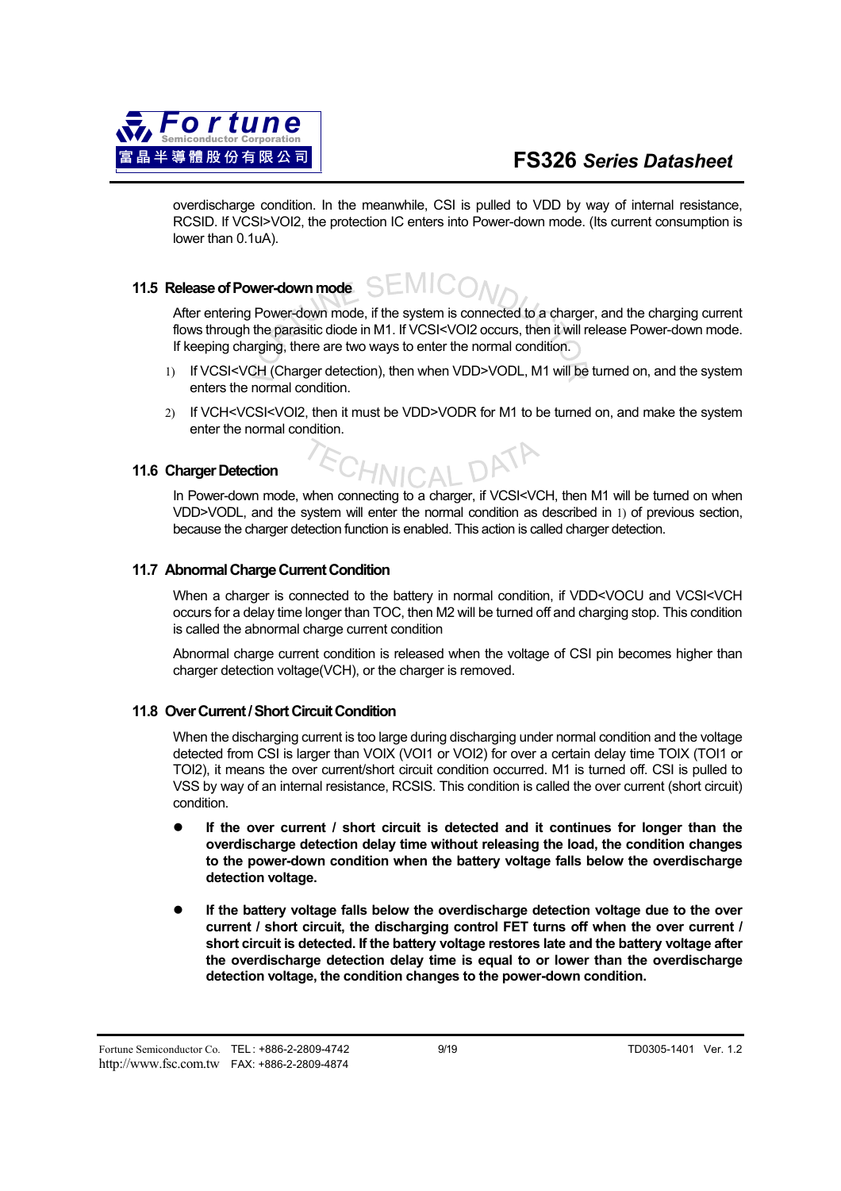overdischarge condition. In the meanwhile, CSI is pulled to VDD by way of internal resistance, RCSID. If VCSI>VOI2, the protection IC enters into Power-down mode. (Its current consumption is lower than 0.1uA).

### 11.5 Release of Power-down mode

After entering Power-down mode, if the system is connected to a charger, and the charging current flows through the parasitic diode in M1. If VCSI<VOI2 occurs, then it will release Power-down mode. If keeping charging, there are two ways to enter the normal condition.

1) If VCSI<VCH (Charger detection), then when VDD>VODL, M1 will be turned on, and the system enters the normal condition.

2) If VCH<VCSI<VOI2, then it must be VDD>VODR for M1 to be turned on, and make the system enter the normal condition.

### 11.6 Charger Detection

In Power-down mode, when connecting to a charger, if VCSI<VCH, then M1 will be turned on when VDD>VODL, and the system will enter the normal condition as described in 1) of previous section, because the charger detection function is enabled. This action is called charger detection.

### 11.7 Abnormal Charge Current Condition

When a charger is connected to the battery in normal condition, if VDD<VOCU and VCSI<VCH occurs for a delay time longer than TOC, then M2 will be turned off and charging stop. This condition is called the abnormal charge current condition

Abnormal charge current condition is released when the voltage of CSI pin becomes higher than charger detection voltage(VCH), or the charger is removed.

### 11.8 Over Current / Short Circuit Condition

When the discharging current is too large during discharging under normal condition and the voltage detected from CSI is larger than VOIX (VOI1 or VOI2) for over a certain delay time TOIX (TOI1 or TOI2), it means the over current/short circuit condition occurred. M1 is turned off. CSI is pulled to VSS by way of an internal resistance, RCSIS. This condition is called the over current (short circuit) condition.

- **If the over current / short circuit is detected and it continues for longer than the overdischarge detection delay time without releasing the load, the condition changes to the power-down condition when the battery voltage falls below the overdischarge detection voltage.**

- **If the battery voltage falls below the overdischarge detection voltage due to the over current / short circuit, the discharging control FET turns off when the over current / short circuit is detected. If the battery voltage restores late and the battery voltage after the overdischarge detection delay time is equal to or lower than the overdischarge detection voltage, the condition changes to the power-down condition.**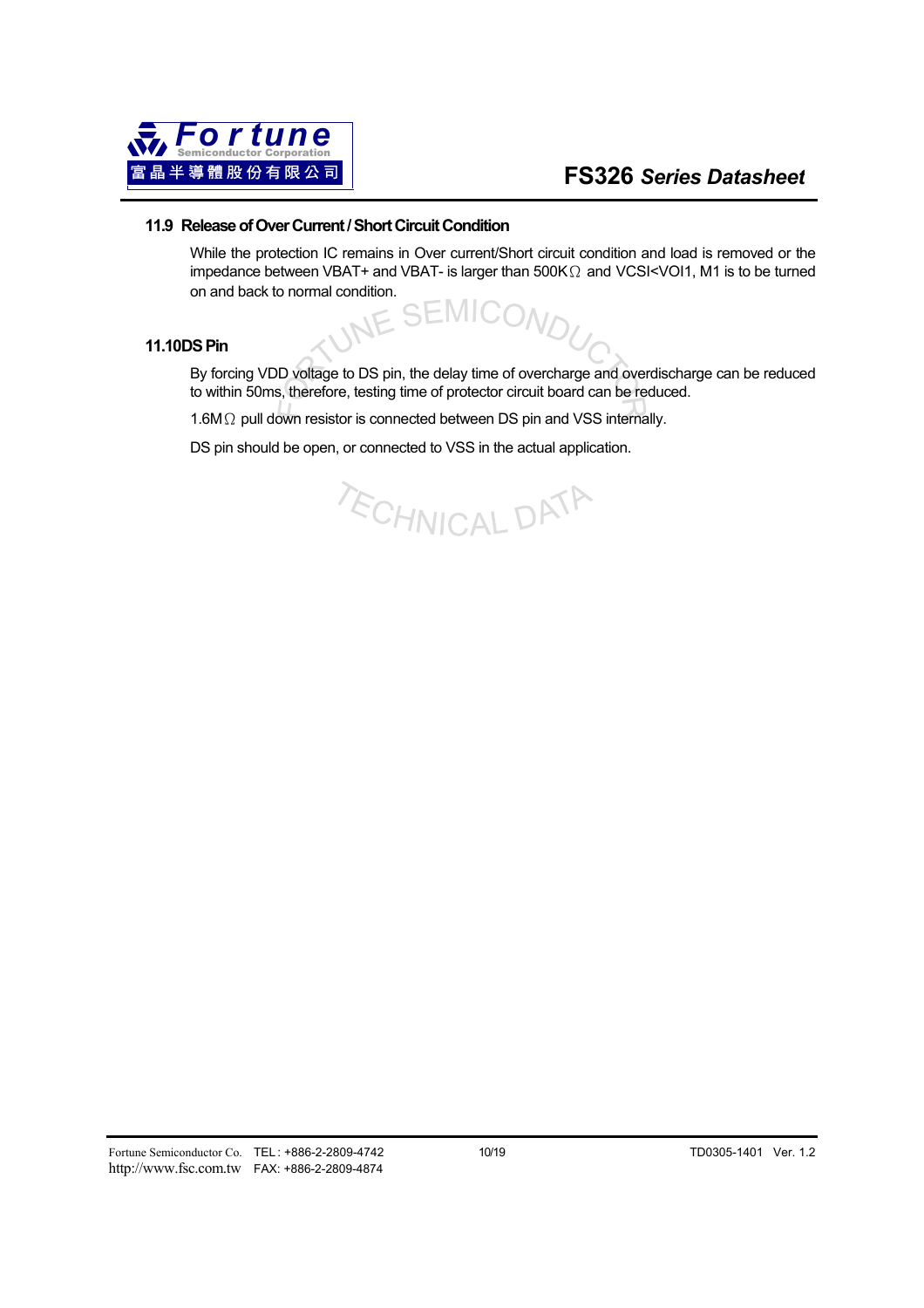### 11.9 Release of Over Current / Short Circuit Condition

While the protection IC remains in Over current/Short circuit condition and load is removed or the impedance between VBAT+ and VBAT- is larger than 500KΩ and VCSI<VOI1, M1 is to be turned on and back to normal condition.

### 11.10 DS Pin

By forcing VDD voltage to DS pin, the delay time of overcharge and overdischarge can be reduced to within 50ms, therefore, testing time of protector circuit board can be reduced.

1.6MΩ pull down resistor is connected between DS pin and VSS internally.

DS pin should be open, or connected to VSS in the actual application.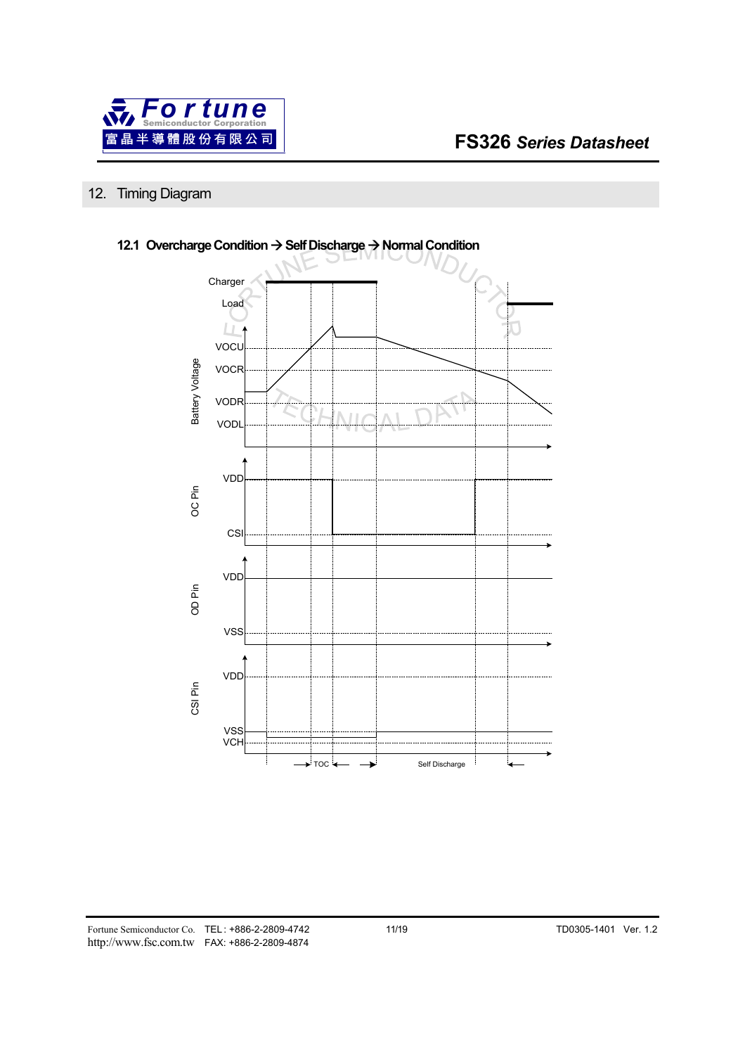## 12. Timing Diagram

### 12.1 Overcharge Condition → Self Discharge → Normal Condition

Charger

Load

Battery Voltage: VOCU, VOCR, VODR, VODL

OC Pin: VDD, CSI

OD Pin: VDD, VSS

CSI Pin: VDD, VSS, VCH

TOC    Self Discharge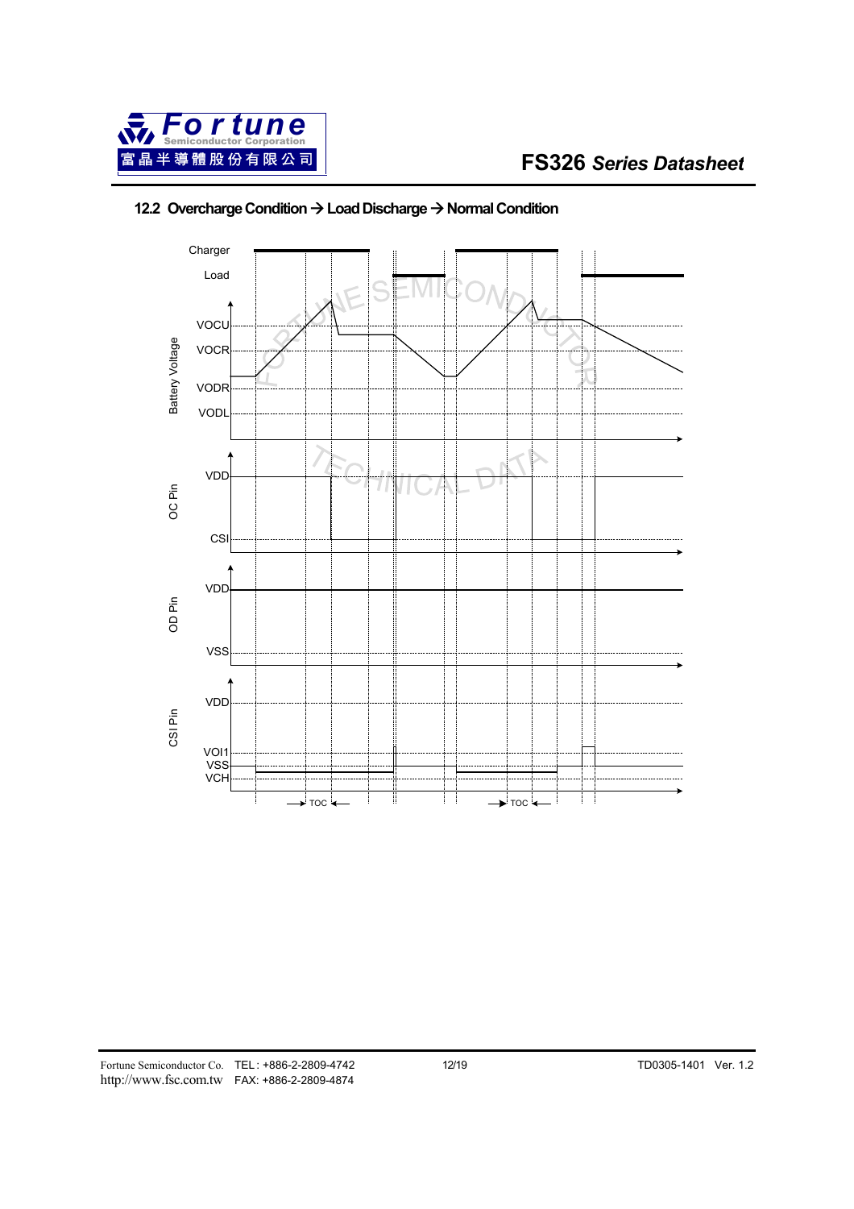## 12.2 Overcharge Condition → Load Discharge → Normal Condition

Charger

Load

Battery Voltage: VOCU, VOCR, VODR, VODL

OC Pin: VDD, CSI

OD Pin: VDD, VSS

CSI Pin: VDD, VOI1, VSS, VCH

TOC TOC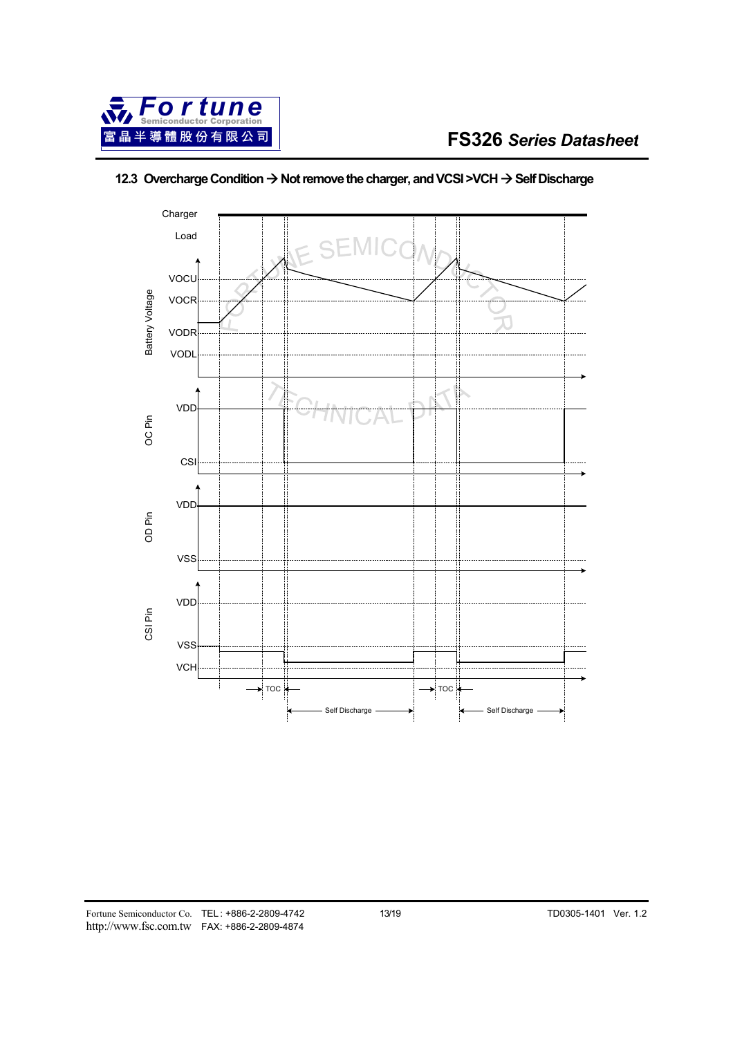## 12.3 Overcharge Condition → Not remove the charger, and VCSI >VCH → Self Discharge

Charger

Load

Battery Voltage: VOCU, VOCR, VODR, VODL

OC Pin: VDD, CSI

OD Pin: VDD, VSS

CSI Pin: VDD, VSS, VCH

TOC — Self Discharge — TOC — Self Discharge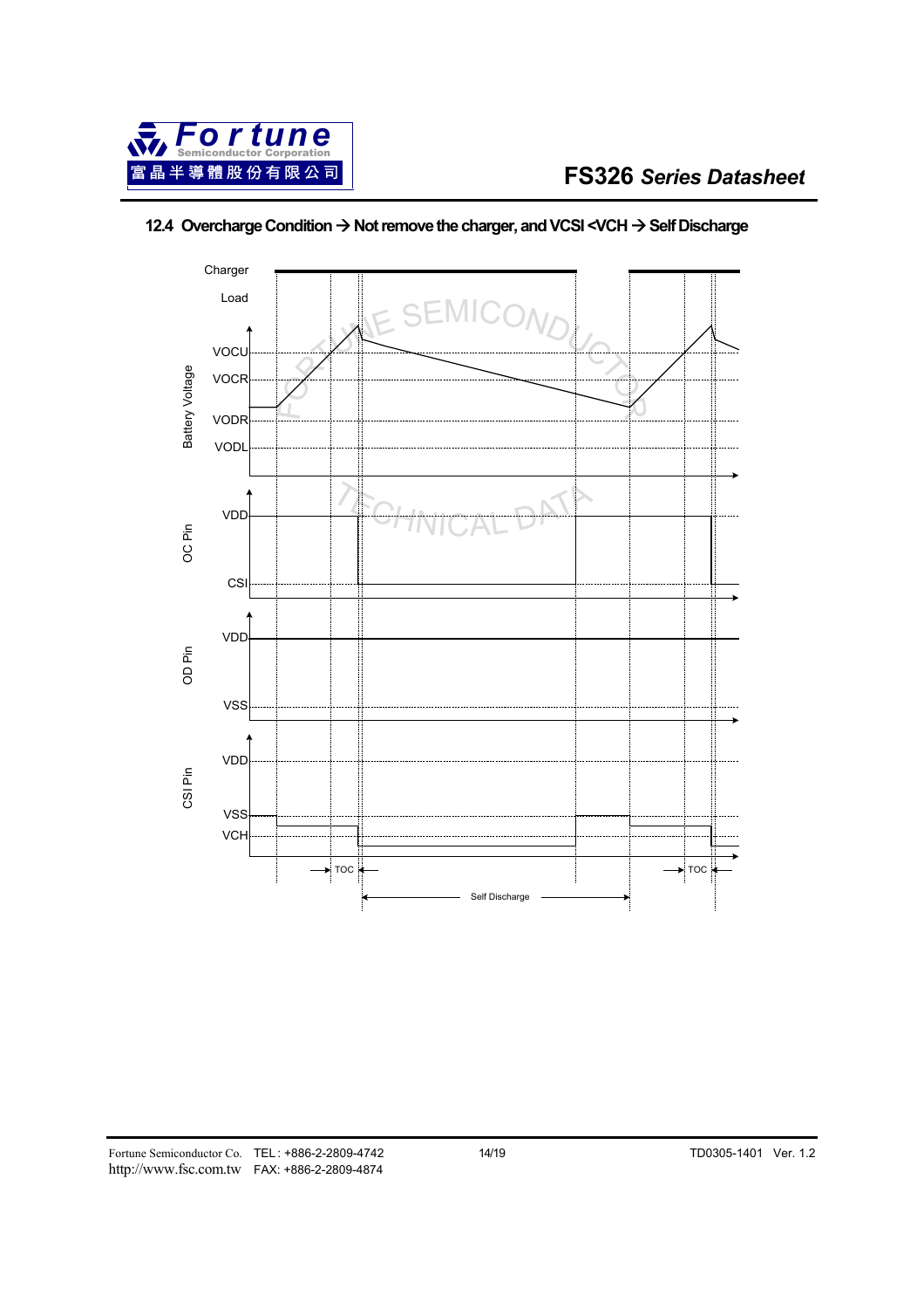### 12.4 Overcharge Condition → Not remove the charger, and VCSI <VCH → Self Discharge

Charger

Load

Battery Voltage: VOCU, VOCR, VODR, VODL

OC Pin: VDD, CSI

OD Pin: VDD, VSS

CSI Pin: VDD, VSS, VCH

TOC

Self Discharge

TOC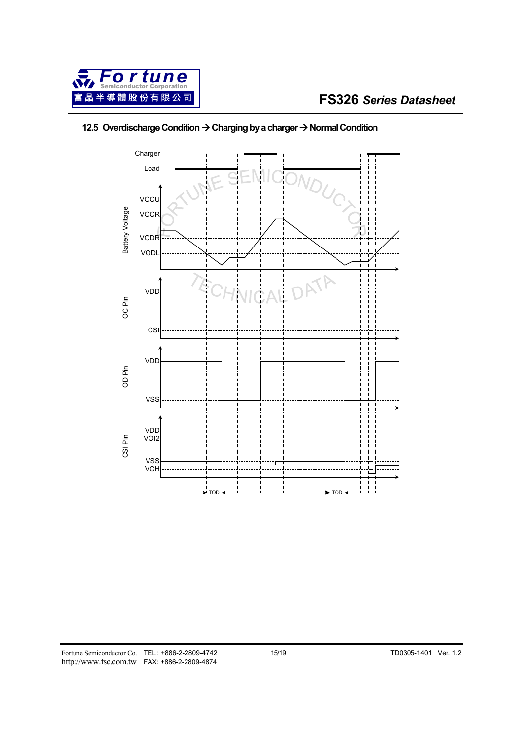## 12.5 Overdischarge Condition → Charging by a charger → Normal Condition

Charger

Load

Battery Voltage: VOCU, VOCR, VODR, VODL

OC Pin: VDD, CSI

OD Pin: VDD, VSS

CSI Pin: VDD, VOI2, VSS, VCH

TOD TOD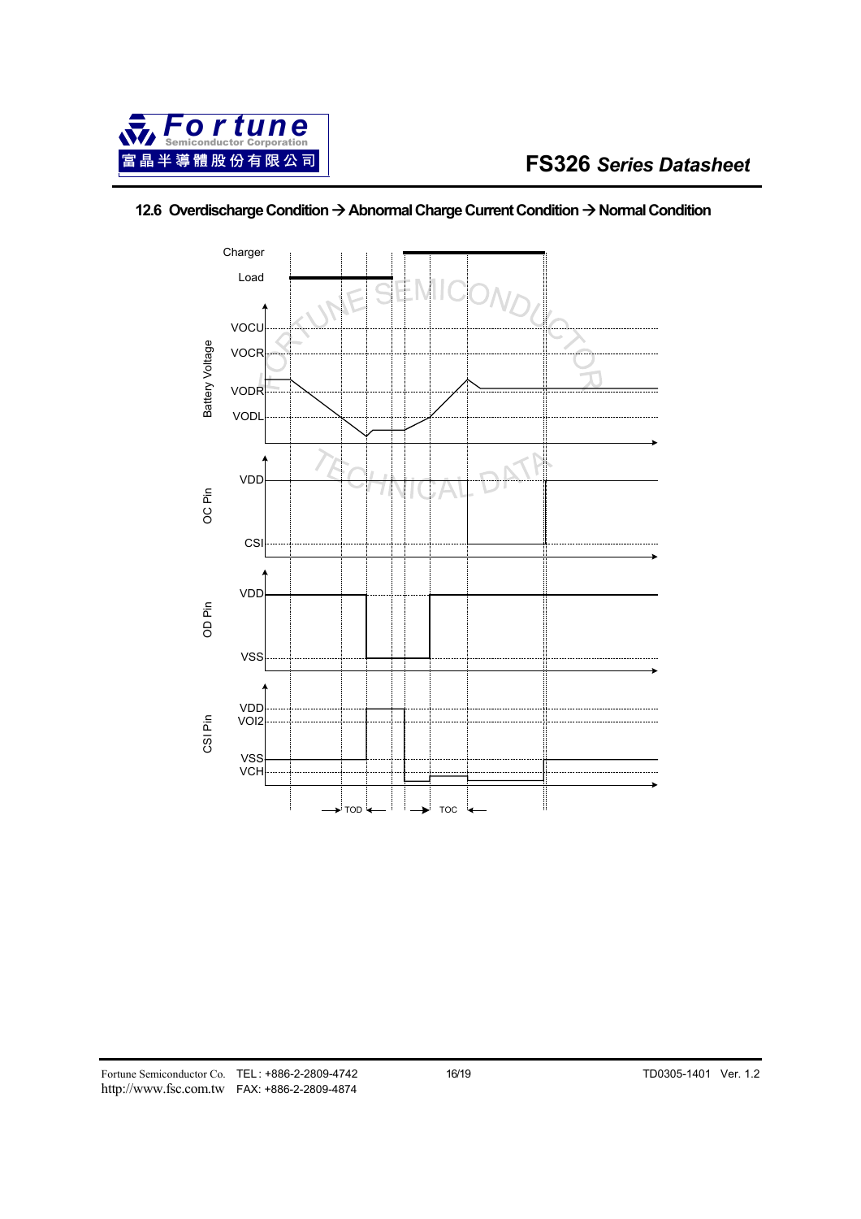### 12.6 Overdischarge Condition → Abnormal Charge Current Condition → Normal Condition

Charger

Load

Battery Voltage: VOCU, VOCR, VODR, VODL

OC Pin: VDD, CSI

OD Pin: VDD, VSS

CSI Pin: VDD, VOI2, VSS, VCH

TOD TOC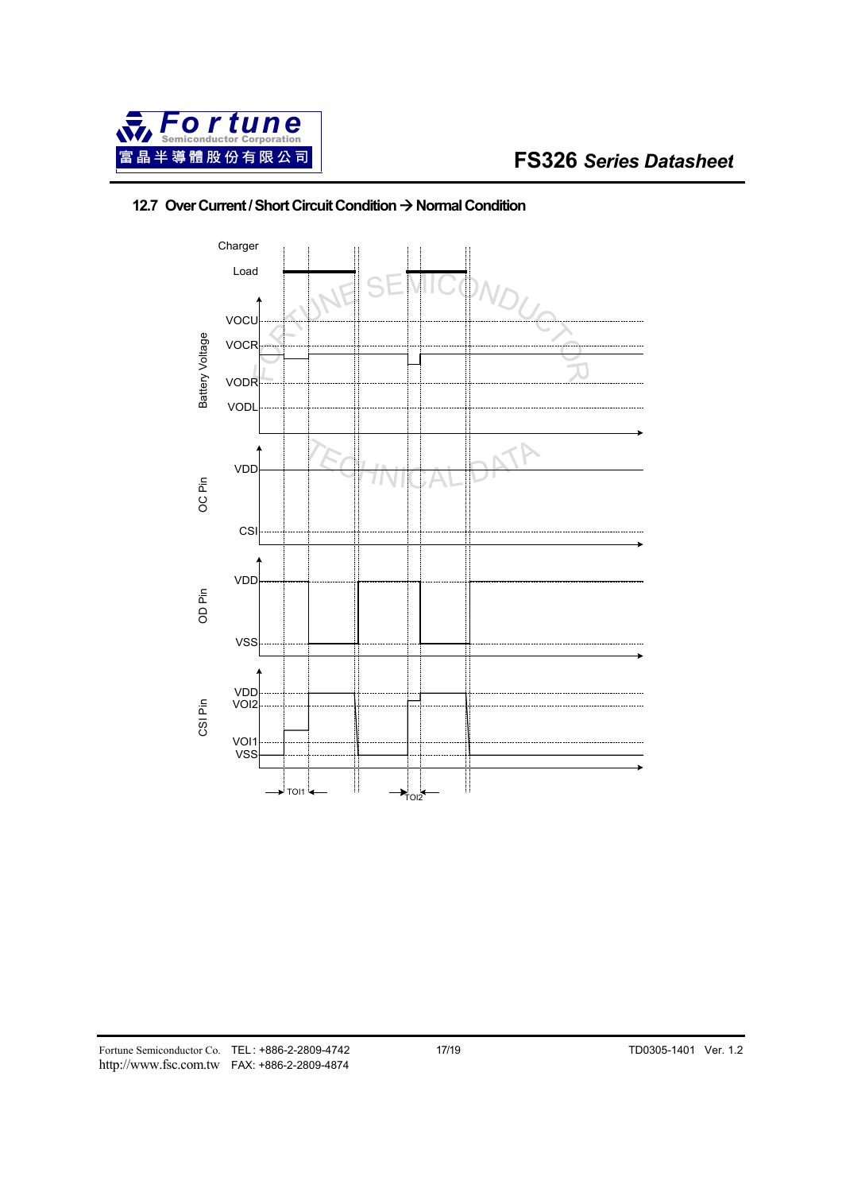## 12.7 Over Current / Short Circuit Condition → Normal Condition

Charger

Load

Battery Voltage

VOCU

VOCR

VODR

VODL

OC Pin

VDD

CSI

OD Pin

VDD

VSS

CSI Pin

VDD

VOI2

VOI1

VSS

TOI1

TOI2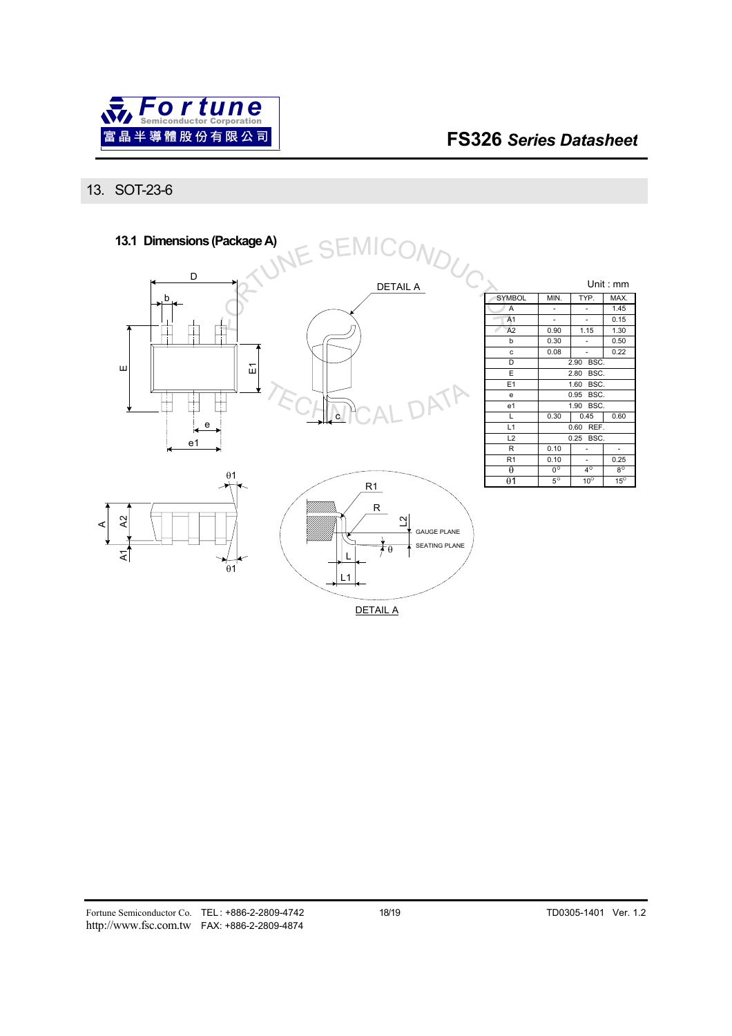## 13. SOT-23-6

### 13.1 Dimensions (Package A)

Unit : mm

| SYMBOL | MIN. | TYP. | MAX. |
|---|---|---|---|
| A | - | - | 1.45 |
| A1 | - | - | 0.15 |
| A2 | 0.90 | 1.15 | 1.30 |
| b | 0.30 | - | 0.50 |
| c | 0.08 | - | 0.22 |
| D | | 2.90 BSC. | |
| E | | 2.80 BSC. | |
| E1 | | 1.60 BSC. | |
| e | | 0.95 BSC. | |
| e1 | | 1.90 BSC. | |
| L | 0.30 | 0.45 | 0.60 |
| L1 | | 0.60 REF. | |
| L2 | | 0.25 BSC. | |
| R | 0.10 | - | - |
| R1 | 0.10 | - | 0.25 |
| θ | 0° | 4° | 8° |
| θ1 | 5° | 10° | 15° |

DETAIL A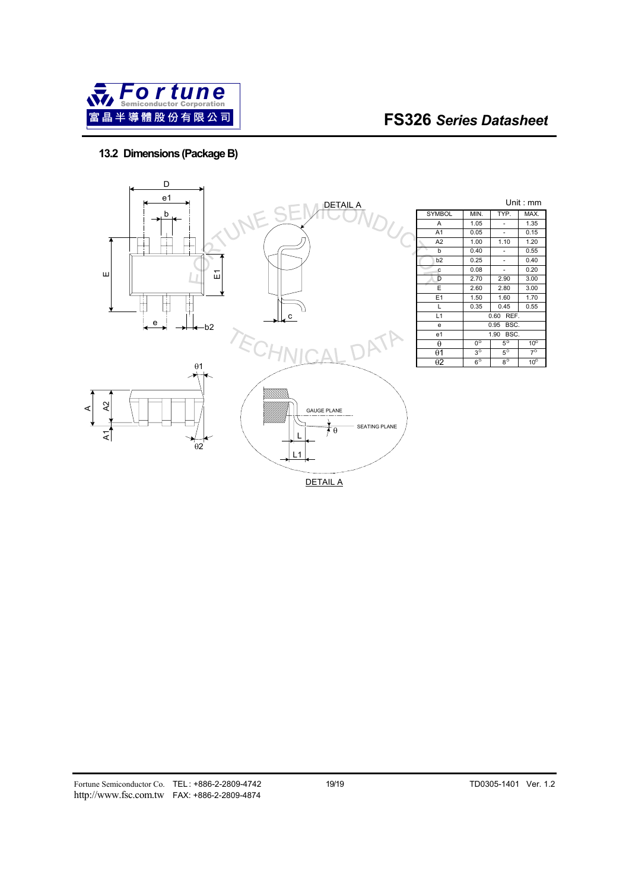## 13.2 Dimensions (Package B)

DETAIL A

Unit : mm

| SYMBOL | MIN. | TYP. | MAX. |
|---|---|---|---|
| A | 1.05 | - | 1.35 |
| A1 | 0.05 | - | 0.15 |
| A2 | 1.00 | 1.10 | 1.20 |
| b | 0.40 | - | 0.55 |
| b2 | 0.25 | - | 0.40 |
| c | 0.08 | - | 0.20 |
| D | 2.70 | 2.90 | 3.00 |
| E | 2.60 | 2.80 | 3.00 |
| E1 | 1.50 | 1.60 | 1.70 |
| L | 0.35 | 0.45 | 0.55 |
| L1 | 0.60 REF. | | |
| e | 0.95 BSC. | | |
| e1 | 1.90 BSC. | | |
| θ | 0° | 5° | 10° |
| θ1 | 3° | 5° | 7° |
| θ2 | 6° | 8° | 10° |

GAUGE PLANE

SEATING PLANE

DETAIL A